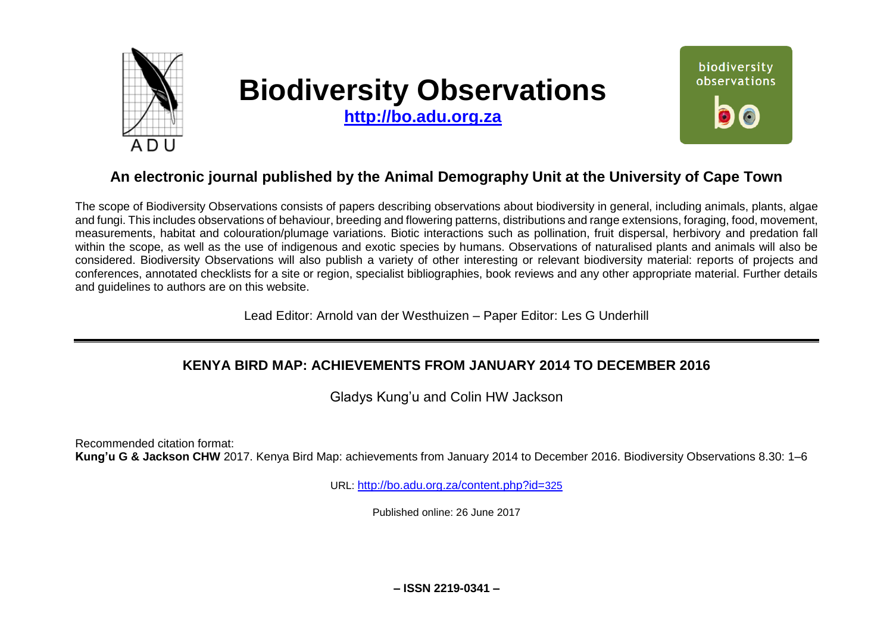# Biodiversity Observations

**http://bo.adu.org.za**

## An electronic journal published by the Animal Demography Unit at the University of Cape Town

The scope of Biodiversity Observations consists of papers describing observations about biodiversity in general, including animals, plants, algae and fungi. This includes observations of behaviour, breeding and flowering patterns, distributions and range extensions, foraging, food, movement, measurements, habitat and colouration/plumage variations. Biotic interactions such as pollination, fruit dispersal, herbivory and predation fall within the scope, as well as the use of indigenous and exotic species by humans. Observations of naturalised plants and animals will also be considered. Biodiversity Observations will also publish a variety of other interesting or relevant biodiversity material: reports of projects and conferences, annotated checklists for a site or region, specialist bibliographies, book reviews and any other appropriate material. Further details and guidelines to authors are on this website.

Lead Editor: Arnold van der Westhuizen – Paper Editor: Les G Underhill

---

## KENYA BIRD MAP: ACHIEVEMENTS FROM JANUARY 2014 TO DECEMBER 2016

Gladys Kung'u and Colin HW Jackson

Recommended citation format:
**Kung'u G & Jackson CHW** 2017. Kenya Bird Map: achievements from January 2014 to December 2016. Biodiversity Observations 8.30: 1–6

URL: http://bo.adu.org.za/content.php?id=325

Published online: 26 June 2017

**– ISSN 2219-0341 –**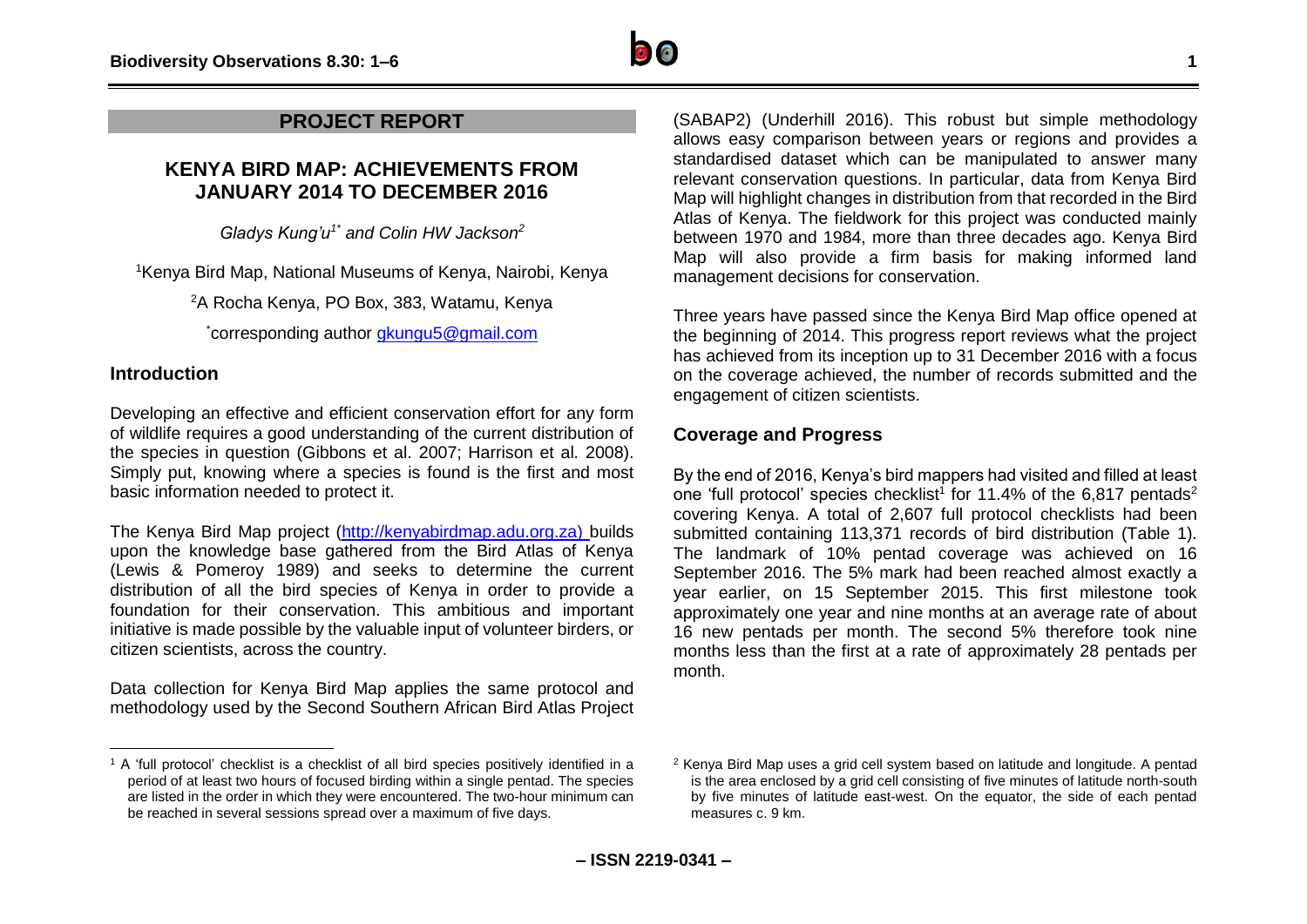## PROJECT REPORT

# KENYA BIRD MAP: ACHIEVEMENTS FROM JANUARY 2014 TO DECEMBER 2016

*Gladys Kung'u[1*] and Colin HW Jackson[2]*

[1]Kenya Bird Map, National Museums of Kenya, Nairobi, Kenya

[2]A Rocha Kenya, PO Box, 383, Watamu, Kenya

[*]corresponding author gkungu5@gmail.com

## Introduction

Developing an effective and efficient conservation effort for any form of wildlife requires a good understanding of the current distribution of the species in question (Gibbons et al. 2007; Harrison et al. 2008). Simply put, knowing where a species is found is the first and most basic information needed to protect it.

The Kenya Bird Map project (http://kenyabirdmap.adu.org.za) builds upon the knowledge base gathered from the Bird Atlas of Kenya (Lewis & Pomeroy 1989) and seeks to determine the current distribution of all the bird species of Kenya in order to provide a foundation for their conservation. This ambitious and important initiative is made possible by the valuable input of volunteer birders, or citizen scientists, across the country.

Data collection for Kenya Bird Map applies the same protocol and methodology used by the Second Southern African Bird Atlas Project (SABAP2) (Underhill 2016). This robust but simple methodology allows easy comparison between years or regions and provides a standardised dataset which can be manipulated to answer many relevant conservation questions. In particular, data from Kenya Bird Map will highlight changes in distribution from that recorded in the Bird Atlas of Kenya. The fieldwork for this project was conducted mainly between 1970 and 1984, more than three decades ago. Kenya Bird Map will also provide a firm basis for making informed land management decisions for conservation.

Three years have passed since the Kenya Bird Map office opened at the beginning of 2014. This progress report reviews what the project has achieved from its inception up to 31 December 2016 with a focus on the coverage achieved, the number of records submitted and the engagement of citizen scientists.

## Coverage and Progress

By the end of 2016, Kenya's bird mappers had visited and filled at least one 'full protocol' species checklist[1] for 11.4% of the 6,817 pentads[2] covering Kenya. A total of 2,607 full protocol checklists had been submitted containing 113,371 records of bird distribution (Table 1). The landmark of 10% pentad coverage was achieved on 16 September 2016. The 5% mark had been reached almost exactly a year earlier, on 15 September 2015. This first milestone took approximately one year and nine months at an average rate of about 16 new pentads per month. The second 5% therefore took nine months less than the first at a rate of approximately 28 pentads per month.

[1] A 'full protocol' checklist is a checklist of all bird species positively identified in a period of at least two hours of focused birding within a single pentad. The species are listed in the order in which they were encountered. The two-hour minimum can be reached in several sessions spread over a maximum of five days.

[2] Kenya Bird Map uses a grid cell system based on latitude and longitude. A pentad is the area enclosed by a grid cell consisting of five minutes of latitude north-south by five minutes of latitude east-west. On the equator, the side of each pentad measures c. 9 km.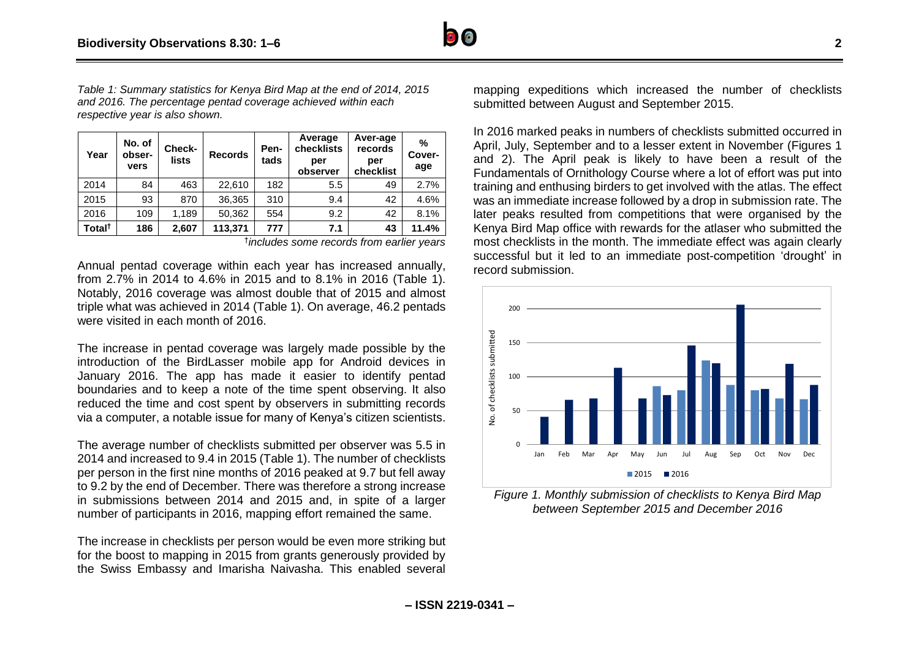*Table 1: Summary statistics for Kenya Bird Map at the end of 2014, 2015 and 2016. The percentage pentad coverage achieved within each respective year is also shown.*

| Year | No. of obser-vers | Check-lists | Records | Pen-tads | Average checklists per observer | Aver-age records per checklist | % Cover-age |
|---|---|---|---|---|---|---|---|
| 2014 | 84 | 463 | 22,610 | 182 | 5.5 | 49 | 2.7% |
| 2015 | 93 | 870 | 36,365 | 310 | 9.4 | 42 | 4.6% |
| 2016 | 109 | 1,189 | 50,362 | 554 | 9.2 | 42 | 8.1% |
| **Total**[†] | **186** | **2,607** | **113,371** | **777** | **7.1** | **43** | **11.4%** |

[†]*includes some records from earlier years*

Annual pentad coverage within each year has increased annually, from 2.7% in 2014 to 4.6% in 2015 and to 8.1% in 2016 (Table 1). Notably, 2016 coverage was almost double that of 2015 and almost triple what was achieved in 2014 (Table 1). On average, 46.2 pentads were visited in each month of 2016.

The increase in pentad coverage was largely made possible by the introduction of the BirdLasser mobile app for Android devices in January 2016. The app has made it easier to identify pentad boundaries and to keep a note of the time spent observing. It also reduced the time and cost spent by observers in submitting records via a computer, a notable issue for many of Kenya's citizen scientists.

The average number of checklists submitted per observer was 5.5 in 2014 and increased to 9.4 in 2015 (Table 1). The number of checklists per person in the first nine months of 2016 peaked at 9.7 but fell away to 9.2 by the end of December. There was therefore a strong increase in submissions between 2014 and 2015 and, in spite of a larger number of participants in 2016, mapping effort remained the same.

The increase in checklists per person would be even more striking but for the boost to mapping in 2015 from grants generously provided by the Swiss Embassy and Imarisha Naivasha. This enabled several mapping expeditions which increased the number of checklists submitted between August and September 2015.

In 2016 marked peaks in numbers of checklists submitted occurred in April, July, September and to a lesser extent in November (Figures 1 and 2). The April peak is likely to have been a result of the Fundamentals of Ornithology Course where a lot of effort was put into training and enthusing birders to get involved with the atlas. The effect was an immediate increase followed by a drop in submission rate. The later peaks resulted from competitions that were organised by the Kenya Bird Map office with rewards for the atlaser who submitted the most checklists in the month. The immediate effect was again clearly successful but it led to an immediate post-competition 'drought' in record submission.

No. of checklists submitted
0
50
100
150
200
Jan Feb Mar Apr May Jun Jul Aug Sep Oct Nov Dec
2015 2016

*Figure 1. Monthly submission of checklists to Kenya Bird Map between September 2015 and December 2016*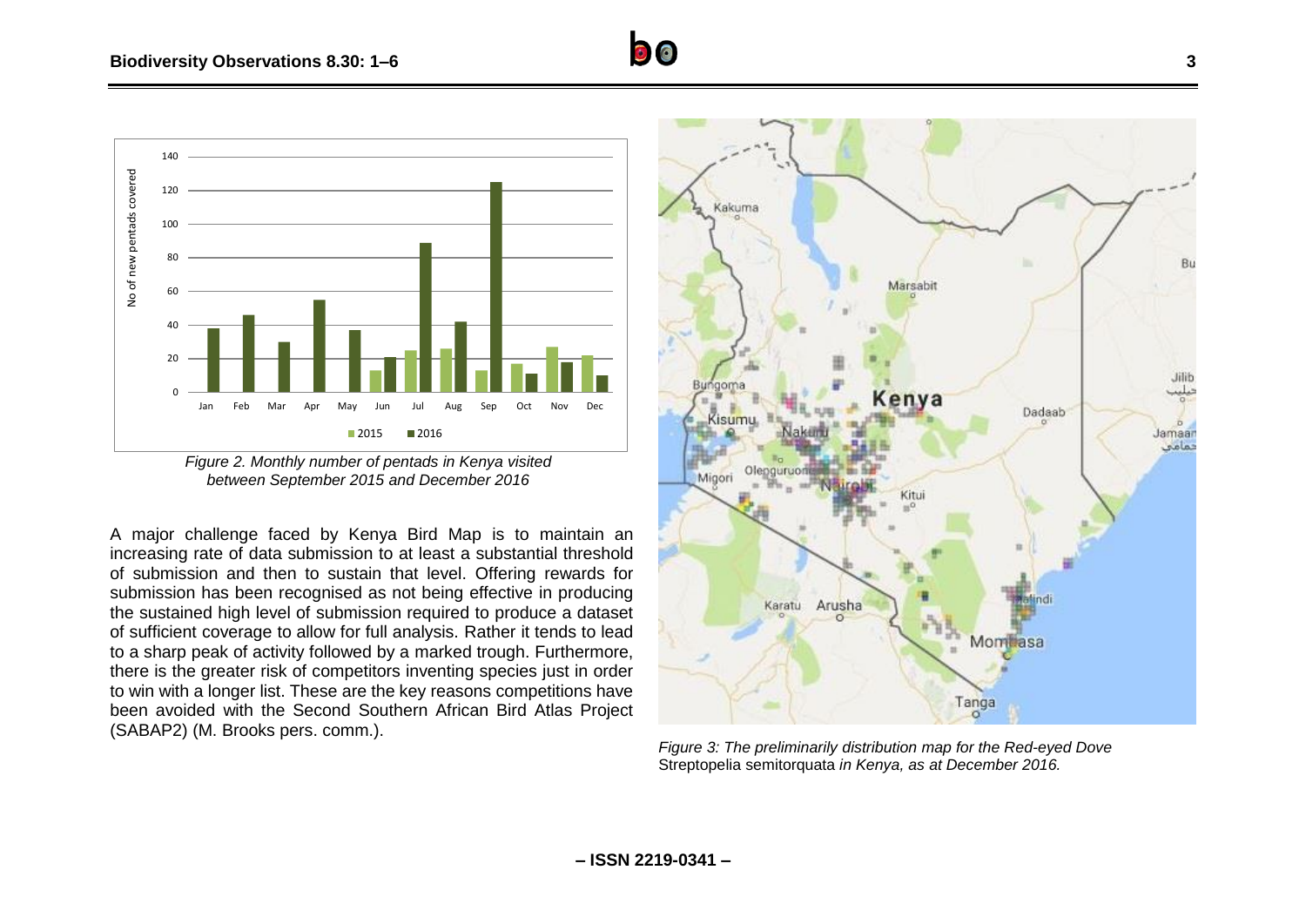140
120
100
80
60
40
20
0

No of new pentads covered

Jan Feb Mar Apr May Jun Jul Aug Sep Oct Nov Dec

2015 2016

*Figure 2. Monthly number of pentads in Kenya visited between September 2015 and December 2016*

A major challenge faced by Kenya Bird Map is to maintain an increasing rate of data submission to at least a substantial threshold of submission and then to sustain that level. Offering rewards for submission has been recognised as not being effective in producing the sustained high level of submission required to produce a dataset of sufficient coverage to allow for full analysis. Rather it tends to lead to a sharp peak of activity followed by a marked trough. Furthermore, there is the greater risk of competitors inventing species just in order to win with a longer list. These are the key reasons competitions have been avoided with the Second Southern African Bird Atlas Project (SABAP2) (M. Brooks pers. comm.).

*Figure 3: The preliminarily distribution map for the Red-eyed Dove* Streptopelia semitorquata *in Kenya, as at December 2016.*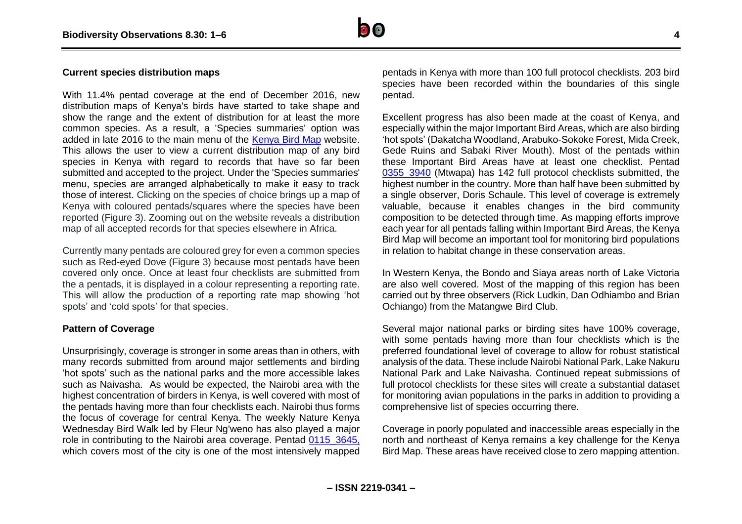### Current species distribution maps

With 11.4% pentad coverage at the end of December 2016, new distribution maps of Kenya's birds have started to take shape and show the range and the extent of distribution for at least the more common species. As a result, a 'Species summaries' option was added in late 2016 to the main menu of the Kenya Bird Map website. This allows the user to view a current distribution map of any bird species in Kenya with regard to records that have so far been submitted and accepted to the project. Under the 'Species summaries' menu, species are arranged alphabetically to make it easy to track those of interest. Clicking on the species of choice brings up a map of Kenya with coloured pentads/squares where the species have been reported (Figure 3). Zooming out on the website reveals a distribution map of all accepted records for that species elsewhere in Africa.

Currently many pentads are coloured grey for even a common species such as Red-eyed Dove (Figure 3) because most pentads have been covered only once. Once at least four checklists are submitted from the a pentads, it is displayed in a colour representing a reporting rate. This will allow the production of a reporting rate map showing 'hot spots' and 'cold spots' for that species.

### Pattern of Coverage

Unsurprisingly, coverage is stronger in some areas than in others, with many records submitted from around major settlements and birding 'hot spots' such as the national parks and the more accessible lakes such as Naivasha. As would be expected, the Nairobi area with the highest concentration of birders in Kenya, is well covered with most of the pentads having more than four checklists each. Nairobi thus forms the focus of coverage for central Kenya. The weekly Nature Kenya Wednesday Bird Walk led by Fleur Ng'weno has also played a major role in contributing to the Nairobi area coverage. Pentad 0115_3645, which covers most of the city is one of the most intensively mapped pentads in Kenya with more than 100 full protocol checklists. 203 bird species have been recorded within the boundaries of this single pentad.

Excellent progress has also been made at the coast of Kenya, and especially within the major Important Bird Areas, which are also birding 'hot spots' (Dakatcha Woodland, Arabuko-Sokoke Forest, Mida Creek, Gede Ruins and Sabaki River Mouth). Most of the pentads within these Important Bird Areas have at least one checklist. Pentad 0355_3940 (Mtwapa) has 142 full protocol checklists submitted, the highest number in the country. More than half have been submitted by a single observer, Doris Schaule. This level of coverage is extremely valuable, because it enables changes in the bird community composition to be detected through time. As mapping efforts improve each year for all pentads falling within Important Bird Areas, the Kenya Bird Map will become an important tool for monitoring bird populations in relation to habitat change in these conservation areas.

In Western Kenya, the Bondo and Siaya areas north of Lake Victoria are also well covered. Most of the mapping of this region has been carried out by three observers (Rick Ludkin, Dan Odhiambo and Brian Ochiango) from the Matangwe Bird Club.

Several major national parks or birding sites have 100% coverage, with some pentads having more than four checklists which is the preferred foundational level of coverage to allow for robust statistical analysis of the data. These include Nairobi National Park, Lake Nakuru National Park and Lake Naivasha. Continued repeat submissions of full protocol checklists for these sites will create a substantial dataset for monitoring avian populations in the parks in addition to providing a comprehensive list of species occurring there.

Coverage in poorly populated and inaccessible areas especially in the north and northeast of Kenya remains a key challenge for the Kenya Bird Map. These areas have received close to zero mapping attention.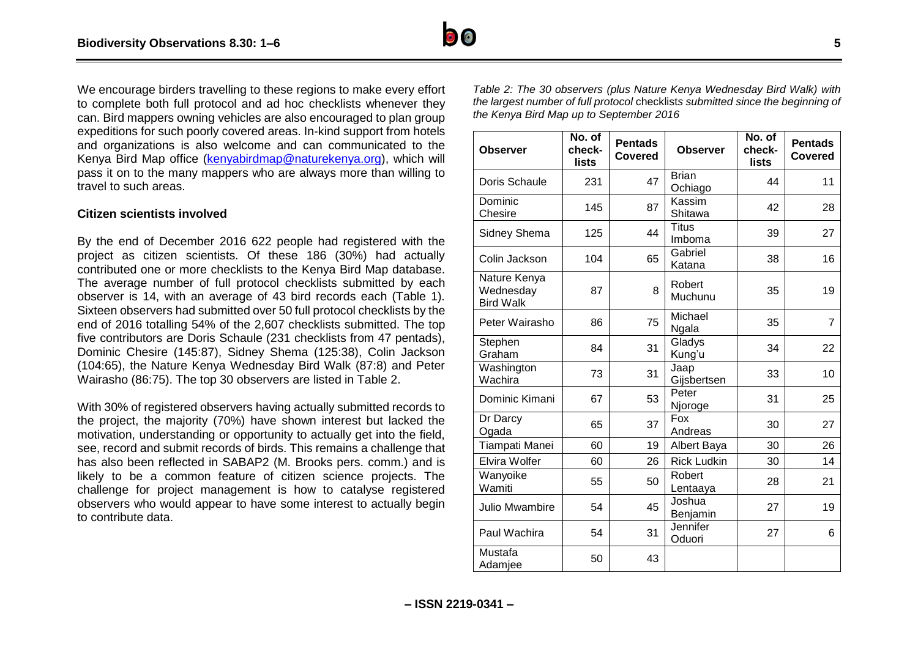We encourage birders travelling to these regions to make every effort to complete both full protocol and ad hoc checklists whenever they can. Bird mappers owning vehicles are also encouraged to plan group expeditions for such poorly covered areas. In-kind support from hotels and organizations is also welcome and can communicated to the Kenya Bird Map office (kenyabirdmap@naturekenya.org), which will pass it on to the many mappers who are always more than willing to travel to such areas.

## Citizen scientists involved

By the end of December 2016 622 people had registered with the project as citizen scientists. Of these 186 (30%) had actually contributed one or more checklists to the Kenya Bird Map database. The average number of full protocol checklists submitted by each observer is 14, with an average of 43 bird records each (Table 1). Sixteen observers had submitted over 50 full protocol checklists by the end of 2016 totalling 54% of the 2,607 checklists submitted. The top five contributors are Doris Schaule (231 checklists from 47 pentads), Dominic Chesire (145:87), Sidney Shema (125:38), Colin Jackson (104:65), the Nature Kenya Wednesday Bird Walk (87:8) and Peter Wairasho (86:75). The top 30 observers are listed in Table 2.

With 30% of registered observers having actually submitted records to the project, the majority (70%) have shown interest but lacked the motivation, understanding or opportunity to actually get into the field, see, record and submit records of birds. This remains a challenge that has also been reflected in SABAP2 (M. Brooks pers. comm.) and is likely to be a common feature of citizen science projects. The challenge for project management is how to catalyse registered observers who would appear to have some interest to actually begin to contribute data.

*Table 2: The 30 observers (plus Nature Kenya Wednesday Bird Walk) with the largest number of full protocol* checklists *submitted since the beginning of the Kenya Bird Map up to September 2016*

| Observer | No. of check-lists | Pentads Covered | Observer | No. of check-lists | Pentads Covered |
|---|---|---|---|---|---|
| Doris Schaule | 231 | 47 | Brian Ochiago | 44 | 11 |
| Dominic Chesire | 145 | 87 | Kassim Shitawa | 42 | 28 |
| Sidney Shema | 125 | 44 | Titus Imboma | 39 | 27 |
| Colin Jackson | 104 | 65 | Gabriel Katana | 38 | 16 |
| Nature Kenya Wednesday Bird Walk | 87 | 8 | Robert Muchunu | 35 | 19 |
| Peter Wairasho | 86 | 75 | Michael Ngala | 35 | 7 |
| Stephen Graham | 84 | 31 | Gladys Kung'u | 34 | 22 |
| Washington Wachira | 73 | 31 | Jaap Gijsbertsen | 33 | 10 |
| Dominic Kimani | 67 | 53 | Peter Njoroge | 31 | 25 |
| Dr Darcy Ogada | 65 | 37 | Fox Andreas | 30 | 27 |
| Tiampati Manei | 60 | 19 | Albert Baya | 30 | 26 |
| Elvira Wolfer | 60 | 26 | Rick Ludkin | 30 | 14 |
| Wanyoike Wamiti | 55 | 50 | Robert Lentaaya | 28 | 21 |
| Julio Mwambire | 54 | 45 | Joshua Benjamin | 27 | 19 |
| Paul Wachira | 54 | 31 | Jennifer Oduori | 27 | 6 |
| Mustafa Adamjee | 50 | 43 | | | |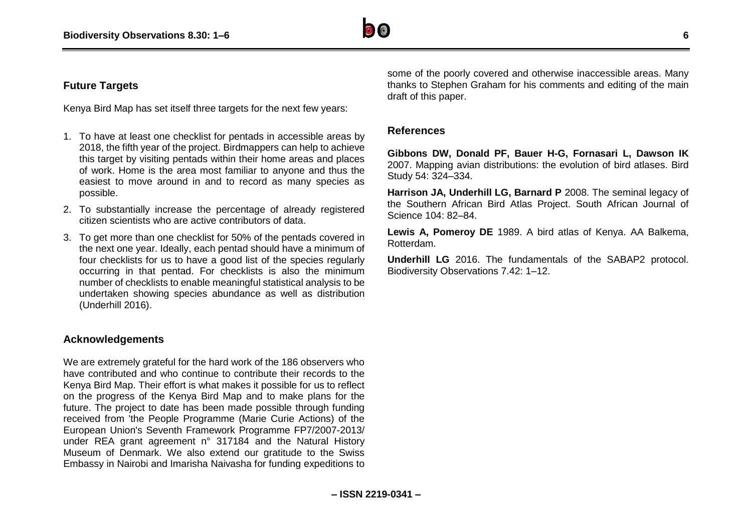## Future Targets

Kenya Bird Map has set itself three targets for the next few years:

1. To have at least one checklist for pentads in accessible areas by 2018, the fifth year of the project. Birdmappers can help to achieve this target by visiting pentads within their home areas and places of work. Home is the area most familiar to anyone and thus the easiest to move around in and to record as many species as possible.
2. To substantially increase the percentage of already registered citizen scientists who are active contributors of data.
3. To get more than one checklist for 50% of the pentads covered in the next one year. Ideally, each pentad should have a minimum of four checklists for us to have a good list of the species regularly occurring in that pentad. For checklists is also the minimum number of checklists to enable meaningful statistical analysis to be undertaken showing species abundance as well as distribution (Underhill 2016).

## Acknowledgements

We are extremely grateful for the hard work of the 186 observers who have contributed and who continue to contribute their records to the Kenya Bird Map. Their effort is what makes it possible for us to reflect on the progress of the Kenya Bird Map and to make plans for the future. The project to date has been made possible through funding received from 'the People Programme (Marie Curie Actions) of the European Union's Seventh Framework Programme FP7/2007-2013/ under REA grant agreement n° 317184 and the Natural History Museum of Denmark. We also extend our gratitude to the Swiss Embassy in Nairobi and Imarisha Naivasha for funding expeditions to some of the poorly covered and otherwise inaccessible areas. Many thanks to Stephen Graham for his comments and editing of the main draft of this paper.

## References

**Gibbons DW, Donald PF, Bauer H-G, Fornasari L, Dawson IK** 2007. Mapping avian distributions: the evolution of bird atlases. Bird Study 54: 324–334.

**Harrison JA, Underhill LG, Barnard P** 2008. The seminal legacy of the Southern African Bird Atlas Project. South African Journal of Science 104: 82–84.

**Lewis A, Pomeroy DE** 1989. A bird atlas of Kenya. AA Balkema, Rotterdam.

**Underhill LG** 2016. The fundamentals of the SABAP2 protocol. Biodiversity Observations 7.42: 1–12.